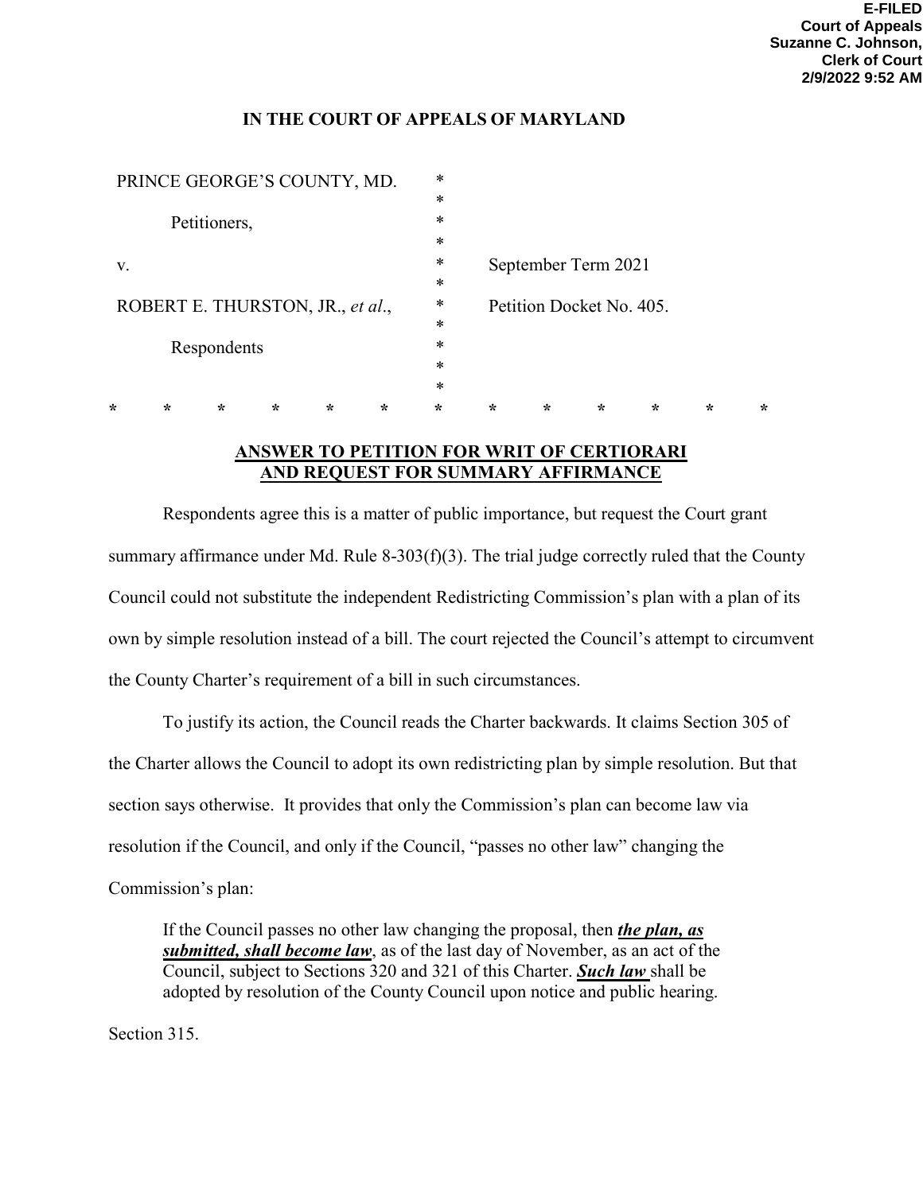E-FILED
Court of Appeals
Suzanne C. Johnson,
Clerk of Court
2/9/2022 9:52 AM

**IN THE COURT OF APPEALS OF MARYLAND**

| | | |
|---|---|---|
| PRINCE GEORGE'S COUNTY, MD. | * | |
| Petitioners, | * | |
| v. | * | September Term 2021 |
| ROBERT E. THURSTON, JR., *et al.*, | * | Petition Docket No. 405. |
| Respondents | * | |

\* \* \* \* \* \* \* \* \* \* \* \* \*

**ANSWER TO PETITION FOR WRIT OF CERTIORARI AND REQUEST FOR SUMMARY AFFIRMANCE**

Respondents agree this is a matter of public importance, but request the Court grant summary affirmance under Md. Rule 8-303(f)(3). The trial judge correctly ruled that the County Council could not substitute the independent Redistricting Commission's plan with a plan of its own by simple resolution instead of a bill. The court rejected the Council's attempt to circumvent the County Charter's requirement of a bill in such circumstances.

To justify its action, the Council reads the Charter backwards. It claims Section 305 of the Charter allows the Council to adopt its own redistricting plan by simple resolution. But that section says otherwise. It provides that only the Commission's plan can become law via resolution if the Council, and only if the Council, "passes no other law" changing the Commission's plan:

> If the Council passes no other law changing the proposal, then ***the plan, as submitted, shall become law***, as of the last day of November, as an act of the Council, subject to Sections 320 and 321 of this Charter. ***Such law*** shall be adopted by resolution of the County Council upon notice and public hearing.

Section 315.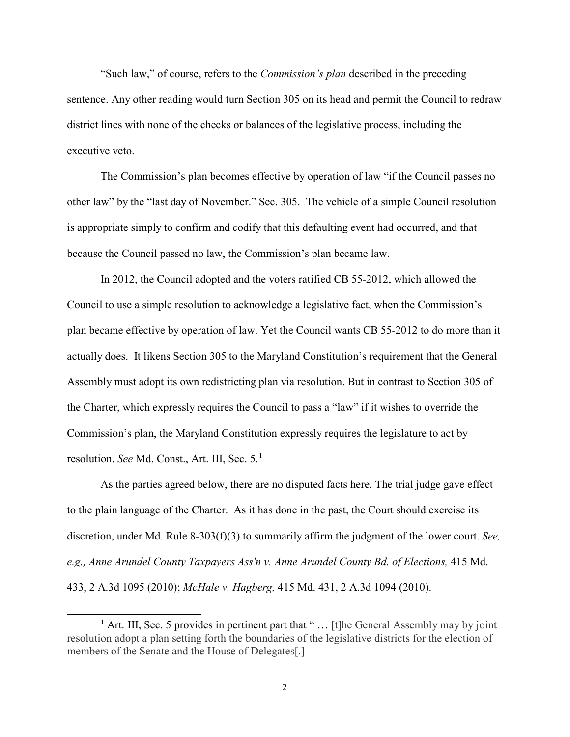"Such law," of course, refers to the *Commission's plan* described in the preceding sentence. Any other reading would turn Section 305 on its head and permit the Council to redraw district lines with none of the checks or balances of the legislative process, including the executive veto.

The Commission's plan becomes effective by operation of law "if the Council passes no other law" by the "last day of November." Sec. 305. The vehicle of a simple Council resolution is appropriate simply to confirm and codify that this defaulting event had occurred, and that because the Council passed no law, the Commission's plan became law.

In 2012, the Council adopted and the voters ratified CB 55-2012, which allowed the Council to use a simple resolution to acknowledge a legislative fact, when the Commission's plan became effective by operation of law. Yet the Council wants CB 55-2012 to do more than it actually does. It likens Section 305 to the Maryland Constitution's requirement that the General Assembly must adopt its own redistricting plan via resolution. But in contrast to Section 305 of the Charter, which expressly requires the Council to pass a "law" if it wishes to override the Commission's plan, the Maryland Constitution expressly requires the legislature to act by resolution. *See* Md. Const., Art. III, Sec. 5.[1]

As the parties agreed below, there are no disputed facts here. The trial judge gave effect to the plain language of the Charter. As it has done in the past, the Court should exercise its discretion, under Md. Rule 8-303(f)(3) to summarily affirm the judgment of the lower court. *See, e.g., Anne Arundel County Taxpayers Ass'n v. Anne Arundel County Bd. of Elections,* 415 Md. 433, 2 A.3d 1095 (2010); *McHale v. Hagberg,* 415 Md. 431, 2 A.3d 1094 (2010).

---

[1] Art. III, Sec. 5 provides in pertinent part that " … [t]he General Assembly may by joint resolution adopt a plan setting forth the boundaries of the legislative districts for the election of members of the Senate and the House of Delegates[.]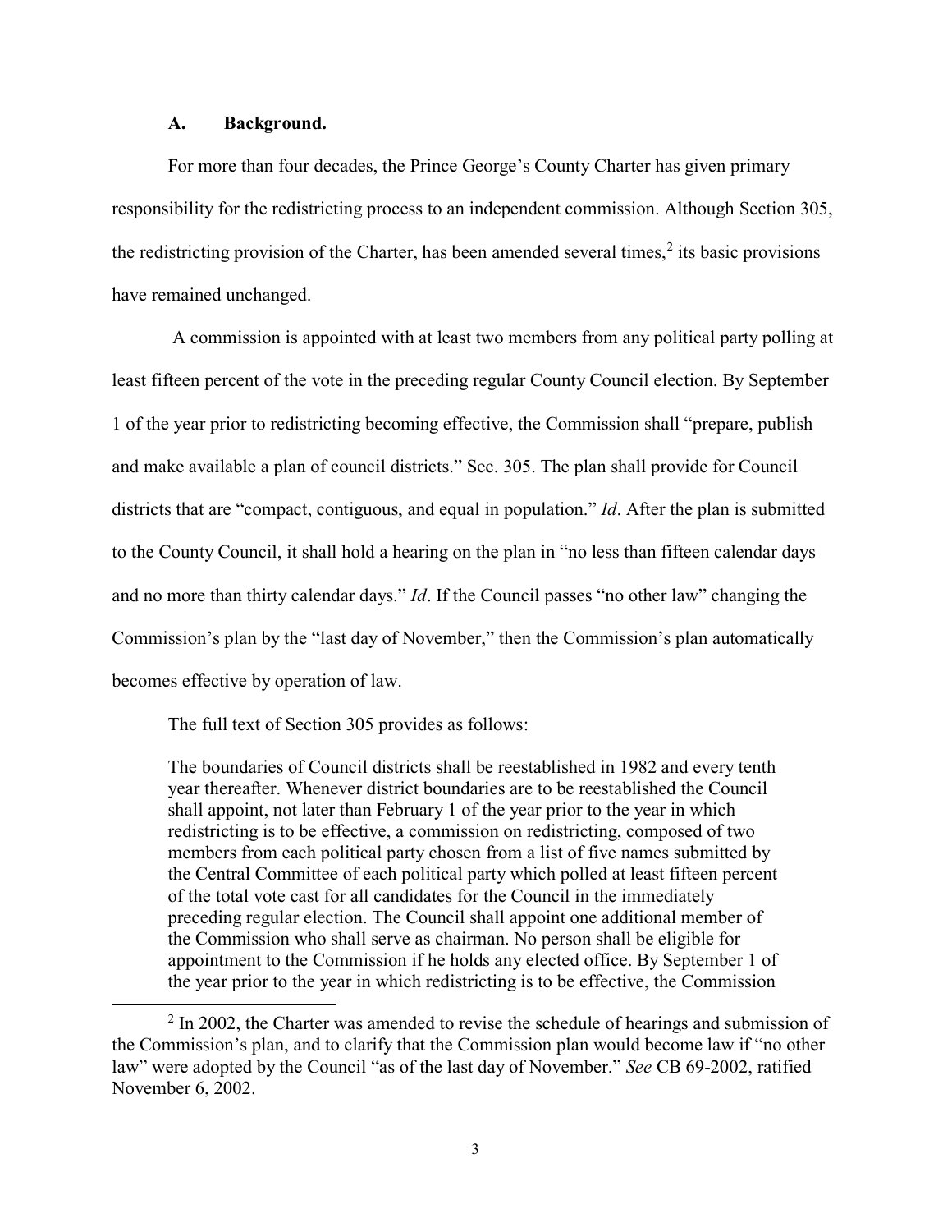### A. Background.

For more than four decades, the Prince George's County Charter has given primary responsibility for the redistricting process to an independent commission. Although Section 305, the redistricting provision of the Charter, has been amended several times,[2] its basic provisions have remained unchanged.

A commission is appointed with at least two members from any political party polling at least fifteen percent of the vote in the preceding regular County Council election. By September 1 of the year prior to redistricting becoming effective, the Commission shall "prepare, publish and make available a plan of council districts." Sec. 305. The plan shall provide for Council districts that are "compact, contiguous, and equal in population." *Id*. After the plan is submitted to the County Council, it shall hold a hearing on the plan in "no less than fifteen calendar days and no more than thirty calendar days." *Id*. If the Council passes "no other law" changing the Commission's plan by the "last day of November," then the Commission's plan automatically becomes effective by operation of law.

The full text of Section 305 provides as follows:

> The boundaries of Council districts shall be reestablished in 1982 and every tenth year thereafter. Whenever district boundaries are to be reestablished the Council shall appoint, not later than February 1 of the year prior to the year in which redistricting is to be effective, a commission on redistricting, composed of two members from each political party chosen from a list of five names submitted by the Central Committee of each political party which polled at least fifteen percent of the total vote cast for all candidates for the Council in the immediately preceding regular election. The Council shall appoint one additional member of the Commission who shall serve as chairman. No person shall be eligible for appointment to the Commission if he holds any elected office. By September 1 of the year prior to the year in which redistricting is to be effective, the Commission

[2] In 2002, the Charter was amended to revise the schedule of hearings and submission of the Commission's plan, and to clarify that the Commission plan would become law if "no other law" were adopted by the Council "as of the last day of November." *See* CB 69-2002, ratified November 6, 2002.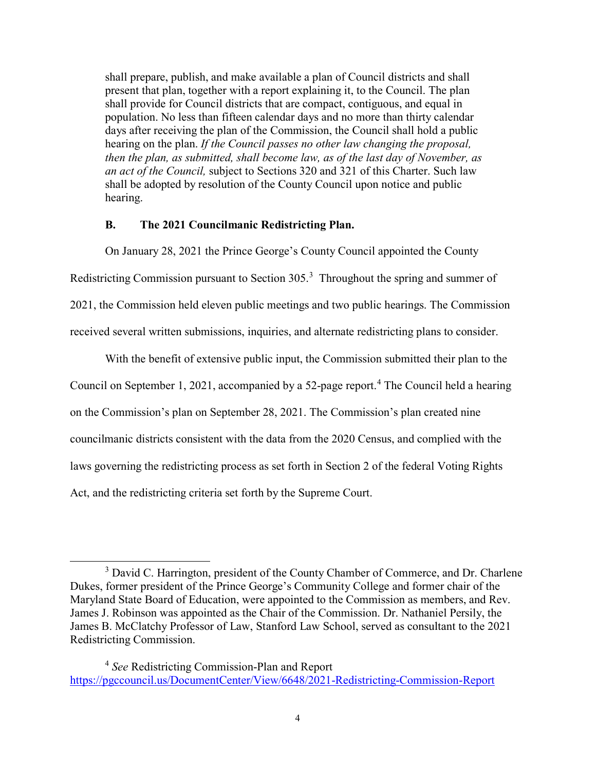shall prepare, publish, and make available a plan of Council districts and shall present that plan, together with a report explaining it, to the Council. The plan shall provide for Council districts that are compact, contiguous, and equal in population. No less than fifteen calendar days and no more than thirty calendar days after receiving the plan of the Commission, the Council shall hold a public hearing on the plan. *If the Council passes no other law changing the proposal, then the plan, as submitted, shall become law, as of the last day of November, as an act of the Council,* subject to Sections 320 and 321 of this Charter. Such law shall be adopted by resolution of the County Council upon notice and public hearing.

### B. The 2021 Councilmanic Redistricting Plan.

On January 28, 2021 the Prince George's County Council appointed the County Redistricting Commission pursuant to Section 305.[3] Throughout the spring and summer of 2021, the Commission held eleven public meetings and two public hearings. The Commission received several written submissions, inquiries, and alternate redistricting plans to consider.

With the benefit of extensive public input, the Commission submitted their plan to the Council on September 1, 2021, accompanied by a 52-page report.[4] The Council held a hearing on the Commission's plan on September 28, 2021. The Commission's plan created nine councilmanic districts consistent with the data from the 2020 Census, and complied with the laws governing the redistricting process as set forth in Section 2 of the federal Voting Rights Act, and the redistricting criteria set forth by the Supreme Court.

---

[3] David C. Harrington, president of the County Chamber of Commerce, and Dr. Charlene Dukes, former president of the Prince George's Community College and former chair of the Maryland State Board of Education, were appointed to the Commission as members, and Rev. James J. Robinson was appointed as the Chair of the Commission. Dr. Nathaniel Persily, the James B. McClatchy Professor of Law, Stanford Law School, served as consultant to the 2021 Redistricting Commission.

[4] *See* Redistricting Commission-Plan and Report https://pgccouncil.us/DocumentCenter/View/6648/2021-Redistricting-Commission-Report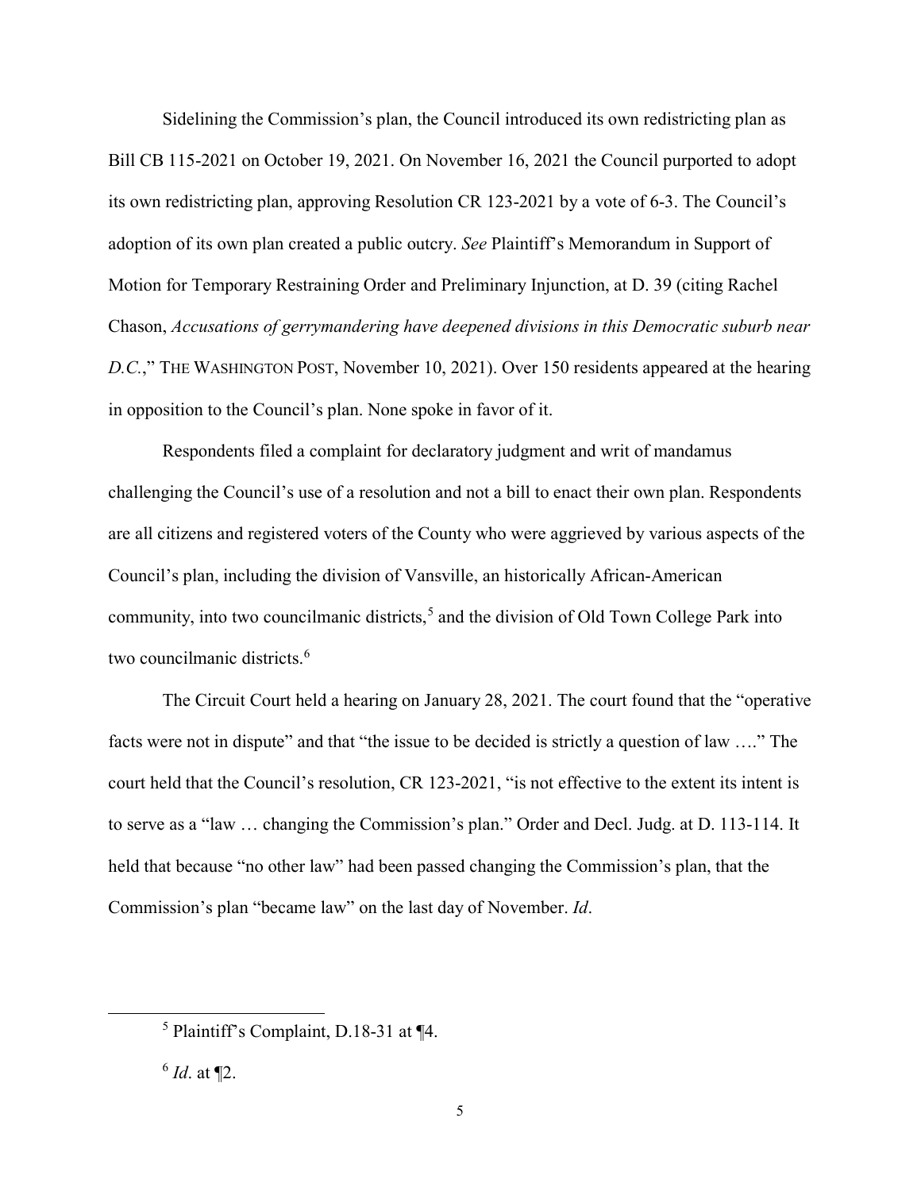Sidelining the Commission's plan, the Council introduced its own redistricting plan as Bill CB 115-2021 on October 19, 2021. On November 16, 2021 the Council purported to adopt its own redistricting plan, approving Resolution CR 123-2021 by a vote of 6-3. The Council's adoption of its own plan created a public outcry. *See* Plaintiff's Memorandum in Support of Motion for Temporary Restraining Order and Preliminary Injunction, at D. 39 (citing Rachel Chason, *Accusations of gerrymandering have deepened divisions in this Democratic suburb near D.C.*," THE WASHINGTON POST, November 10, 2021). Over 150 residents appeared at the hearing in opposition to the Council's plan. None spoke in favor of it.

Respondents filed a complaint for declaratory judgment and writ of mandamus challenging the Council's use of a resolution and not a bill to enact their own plan. Respondents are all citizens and registered voters of the County who were aggrieved by various aspects of the Council's plan, including the division of Vansville, an historically African-American community, into two councilmanic districts,[5] and the division of Old Town College Park into two councilmanic districts.[6]

The Circuit Court held a hearing on January 28, 2021. The court found that the "operative facts were not in dispute" and that "the issue to be decided is strictly a question of law …." The court held that the Council's resolution, CR 123-2021, "is not effective to the extent its intent is to serve as a "law … changing the Commission's plan." Order and Decl. Judg. at D. 113-114. It held that because "no other law" had been passed changing the Commission's plan, that the Commission's plan "became law" on the last day of November. *Id*.

---

[5] Plaintiff's Complaint, D.18-31 at ¶4.

[6] *Id*. at ¶2.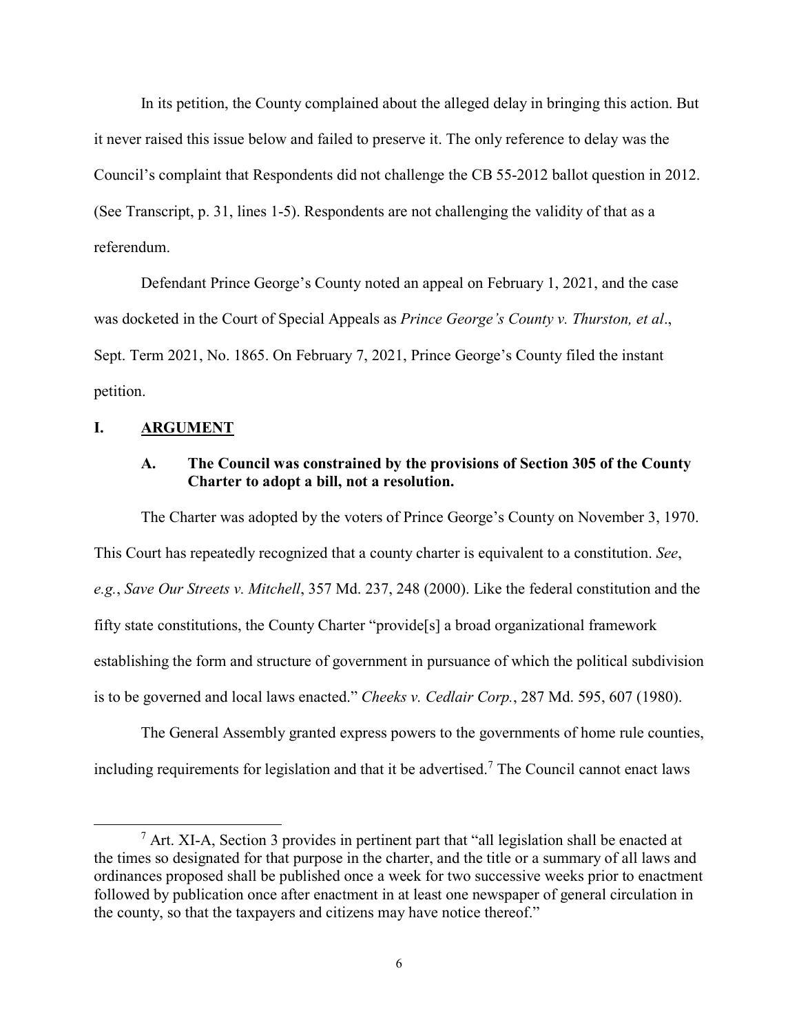In its petition, the County complained about the alleged delay in bringing this action. But it never raised this issue below and failed to preserve it. The only reference to delay was the Council's complaint that Respondents did not challenge the CB 55-2012 ballot question in 2012. (See Transcript, p. 31, lines 1-5). Respondents are not challenging the validity of that as a referendum.

Defendant Prince George's County noted an appeal on February 1, 2021, and the case was docketed in the Court of Special Appeals as *Prince George's County v. Thurston, et al*., Sept. Term 2021, No. 1865. On February 7, 2021, Prince George's County filed the instant petition.

## I. ARGUMENT

### A. The Council was constrained by the provisions of Section 305 of the County Charter to adopt a bill, not a resolution.

The Charter was adopted by the voters of Prince George's County on November 3, 1970. This Court has repeatedly recognized that a county charter is equivalent to a constitution. *See*, *e.g.*, *Save Our Streets v. Mitchell*, 357 Md. 237, 248 (2000). Like the federal constitution and the fifty state constitutions, the County Charter "provide[s] a broad organizational framework establishing the form and structure of government in pursuance of which the political subdivision is to be governed and local laws enacted." *Cheeks v. Cedlair Corp.*, 287 Md. 595, 607 (1980).

The General Assembly granted express powers to the governments of home rule counties, including requirements for legislation and that it be advertised.[7] The Council cannot enact laws

[7] Art. XI-A, Section 3 provides in pertinent part that "all legislation shall be enacted at the times so designated for that purpose in the charter, and the title or a summary of all laws and ordinances proposed shall be published once a week for two successive weeks prior to enactment followed by publication once after enactment in at least one newspaper of general circulation in the county, so that the taxpayers and citizens may have notice thereof."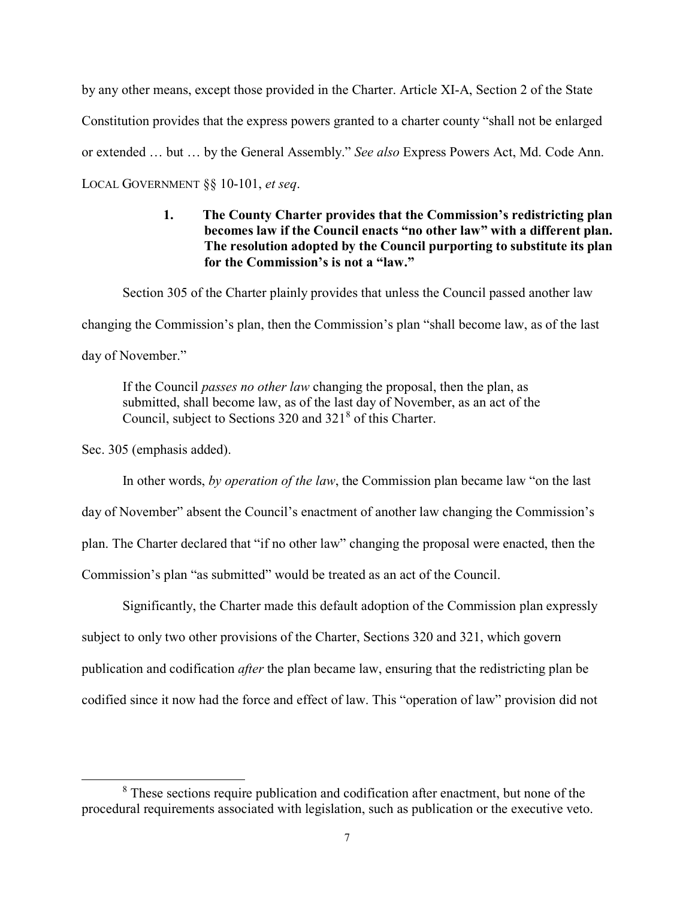by any other means, except those provided in the Charter. Article XI-A, Section 2 of the State Constitution provides that the express powers granted to a charter county "shall not be enlarged or extended … but … by the General Assembly." *See also* Express Powers Act, Md. Code Ann. LOCAL GOVERNMENT §§ 10-101, *et seq*.

**1. The County Charter provides that the Commission's redistricting plan becomes law if the Council enacts "no other law" with a different plan. The resolution adopted by the Council purporting to substitute its plan for the Commission's is not a "law."**

Section 305 of the Charter plainly provides that unless the Council passed another law changing the Commission's plan, then the Commission's plan "shall become law, as of the last day of November."

> If the Council *passes no other law* changing the proposal, then the plan, as submitted, shall become law, as of the last day of November, as an act of the Council, subject to Sections 320 and 321[8] of this Charter.

Sec. 305 (emphasis added).

In other words, *by operation of the law*, the Commission plan became law "on the last day of November" absent the Council's enactment of another law changing the Commission's plan. The Charter declared that "if no other law" changing the proposal were enacted, then the Commission's plan "as submitted" would be treated as an act of the Council.

Significantly, the Charter made this default adoption of the Commission plan expressly subject to only two other provisions of the Charter, Sections 320 and 321, which govern publication and codification *after* the plan became law, ensuring that the redistricting plan be codified since it now had the force and effect of law. This "operation of law" provision did not

---

[8] These sections require publication and codification after enactment, but none of the procedural requirements associated with legislation, such as publication or the executive veto.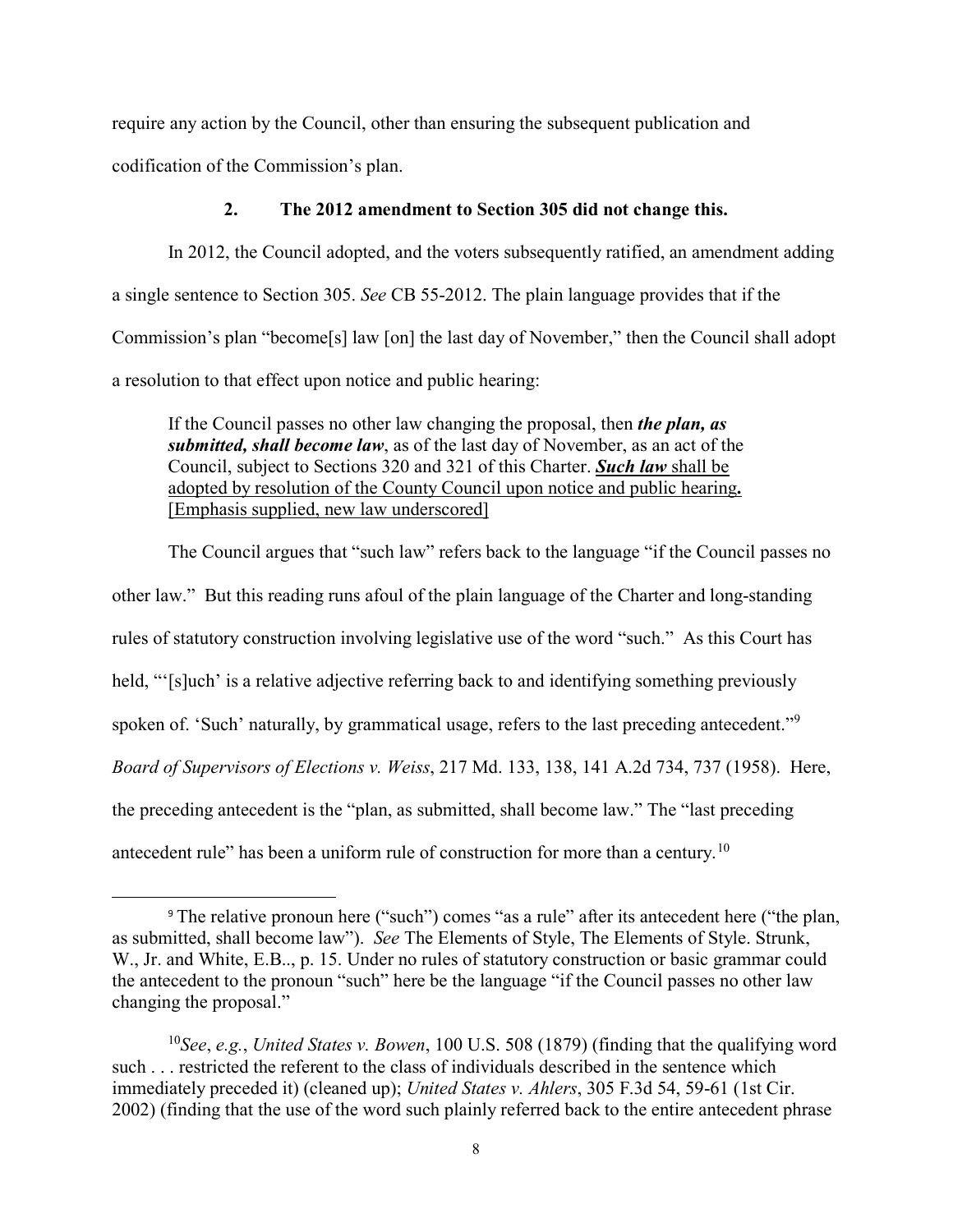require any action by the Council, other than ensuring the subsequent publication and codification of the Commission's plan.

### 2. The 2012 amendment to Section 305 did not change this.

In 2012, the Council adopted, and the voters subsequently ratified, an amendment adding a single sentence to Section 305. *See* CB 55-2012. The plain language provides that if the Commission's plan "become[s] law [on] the last day of November," then the Council shall adopt a resolution to that effect upon notice and public hearing:

> If the Council passes no other law changing the proposal, then ***the plan, as submitted, shall become law***, as of the last day of November, as an act of the Council, subject to Sections 320 and 321 of this Charter. <u>***Such law*** shall be adopted by resolution of the County Council upon notice and public hearing**.**</u> <u>[Emphasis supplied, new law underscored]</u>

The Council argues that "such law" refers back to the language "if the Council passes no other law." But this reading runs afoul of the plain language of the Charter and long-standing rules of statutory construction involving legislative use of the word "such." As this Court has held, "'[s]uch' is a relative adjective referring back to and identifying something previously spoken of. 'Such' naturally, by grammatical usage, refers to the last preceding antecedent."[9] *Board of Supervisors of Elections v. Weiss*, 217 Md. 133, 138, 141 A.2d 734, 737 (1958). Here, the preceding antecedent is the "plan, as submitted, shall become law." The "last preceding antecedent rule" has been a uniform rule of construction for more than a century.[10]

---

[9] The relative pronoun here ("such") comes "as a rule" after its antecedent here ("the plan, as submitted, shall become law"). *See* The Elements of Style, The Elements of Style. Strunk, W., Jr. and White, E.B.., p. 15. Under no rules of statutory construction or basic grammar could the antecedent to the pronoun "such" here be the language "if the Council passes no other law changing the proposal."

[10] *See*, *e.g.*, *United States v. Bowen*, 100 U.S. 508 (1879) (finding that the qualifying word such . . . restricted the referent to the class of individuals described in the sentence which immediately preceded it) (cleaned up); *United States v. Ahlers*, 305 F.3d 54, 59-61 (1st Cir. 2002) (finding that the use of the word such plainly referred back to the entire antecedent phrase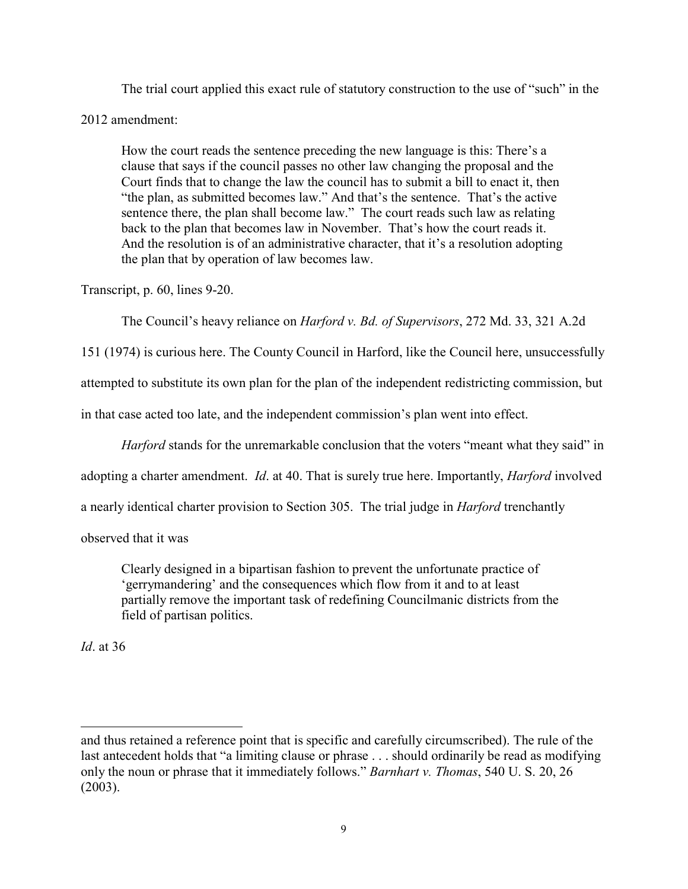The trial court applied this exact rule of statutory construction to the use of "such" in the 2012 amendment:

> How the court reads the sentence preceding the new language is this: There's a clause that says if the council passes no other law changing the proposal and the Court finds that to change the law the council has to submit a bill to enact it, then "the plan, as submitted becomes law." And that's the sentence. That's the active sentence there, the plan shall become law." The court reads such law as relating back to the plan that becomes law in November. That's how the court reads it. And the resolution is of an administrative character, that it's a resolution adopting the plan that by operation of law becomes law.

Transcript, p. 60, lines 9-20.

The Council's heavy reliance on *Harford v. Bd. of Supervisors*, 272 Md. 33, 321 A.2d 151 (1974) is curious here. The County Council in Harford, like the Council here, unsuccessfully attempted to substitute its own plan for the plan of the independent redistricting commission, but in that case acted too late, and the independent commission's plan went into effect.

*Harford* stands for the unremarkable conclusion that the voters "meant what they said" in adopting a charter amendment. *Id*. at 40. That is surely true here. Importantly, *Harford* involved a nearly identical charter provision to Section 305. The trial judge in *Harford* trenchantly observed that it was

> Clearly designed in a bipartisan fashion to prevent the unfortunate practice of 'gerrymandering' and the consequences which flow from it and to at least partially remove the important task of redefining Councilmanic districts from the field of partisan politics.

*Id*. at 36

---

and thus retained a reference point that is specific and carefully circumscribed). The rule of the last antecedent holds that "a limiting clause or phrase . . . should ordinarily be read as modifying only the noun or phrase that it immediately follows." *Barnhart v. Thomas*, 540 U. S. 20, 26 (2003).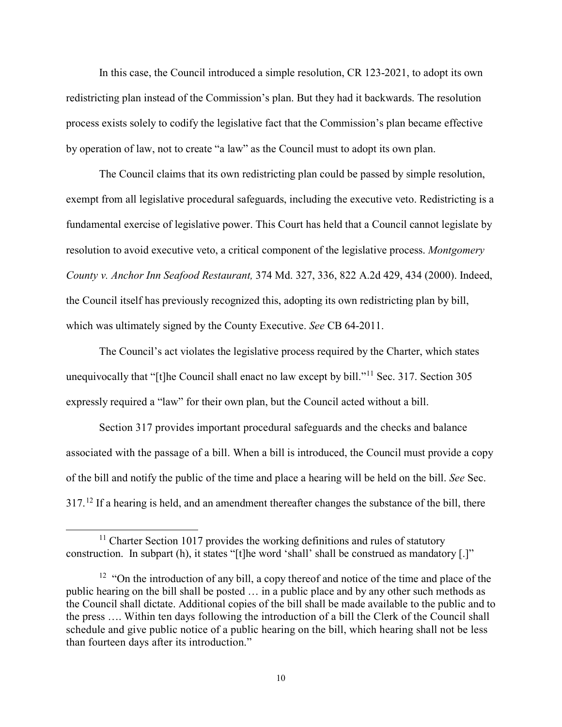In this case, the Council introduced a simple resolution, CR 123-2021, to adopt its own redistricting plan instead of the Commission's plan. But they had it backwards. The resolution process exists solely to codify the legislative fact that the Commission's plan became effective by operation of law, not to create "a law" as the Council must to adopt its own plan.

The Council claims that its own redistricting plan could be passed by simple resolution, exempt from all legislative procedural safeguards, including the executive veto. Redistricting is a fundamental exercise of legislative power. This Court has held that a Council cannot legislate by resolution to avoid executive veto, a critical component of the legislative process. *Montgomery County v. Anchor Inn Seafood Restaurant,* 374 Md. 327, 336, 822 A.2d 429, 434 (2000). Indeed, the Council itself has previously recognized this, adopting its own redistricting plan by bill, which was ultimately signed by the County Executive. *See* CB 64-2011.

The Council's act violates the legislative process required by the Charter, which states unequivocally that "[t]he Council shall enact no law except by bill."[11] Sec. 317. Section 305 expressly required a "law" for their own plan, but the Council acted without a bill.

Section 317 provides important procedural safeguards and the checks and balance associated with the passage of a bill. When a bill is introduced, the Council must provide a copy of the bill and notify the public of the time and place a hearing will be held on the bill. *See* Sec. 317.[12] If a hearing is held, and an amendment thereafter changes the substance of the bill, there

---

[11] Charter Section 1017 provides the working definitions and rules of statutory construction. In subpart (h), it states "[t]he word 'shall' shall be construed as mandatory [.]"

[12] "On the introduction of any bill, a copy thereof and notice of the time and place of the public hearing on the bill shall be posted … in a public place and by any other such methods as the Council shall dictate. Additional copies of the bill shall be made available to the public and to the press …. Within ten days following the introduction of a bill the Clerk of the Council shall schedule and give public notice of a public hearing on the bill, which hearing shall not be less than fourteen days after its introduction."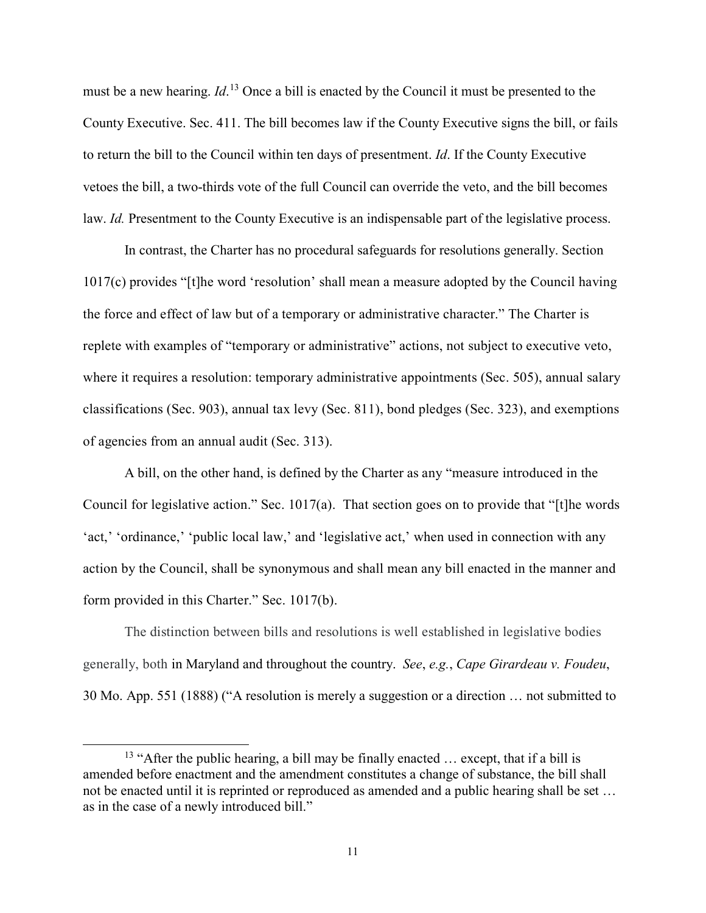must be a new hearing. *Id*.[13] Once a bill is enacted by the Council it must be presented to the County Executive. Sec. 411. The bill becomes law if the County Executive signs the bill, or fails to return the bill to the Council within ten days of presentment. *Id*. If the County Executive vetoes the bill, a two-thirds vote of the full Council can override the veto, and the bill becomes law. *Id.* Presentment to the County Executive is an indispensable part of the legislative process.

In contrast, the Charter has no procedural safeguards for resolutions generally. Section 1017(c) provides "[t]he word 'resolution' shall mean a measure adopted by the Council having the force and effect of law but of a temporary or administrative character." The Charter is replete with examples of "temporary or administrative" actions, not subject to executive veto, where it requires a resolution: temporary administrative appointments (Sec. 505), annual salary classifications (Sec. 903), annual tax levy (Sec. 811), bond pledges (Sec. 323), and exemptions of agencies from an annual audit (Sec. 313).

A bill, on the other hand, is defined by the Charter as any "measure introduced in the Council for legislative action." Sec. 1017(a). That section goes on to provide that "[t]he words 'act,' 'ordinance,' 'public local law,' and 'legislative act,' when used in connection with any action by the Council, shall be synonymous and shall mean any bill enacted in the manner and form provided in this Charter." Sec. 1017(b).

The distinction between bills and resolutions is well established in legislative bodies generally, both in Maryland and throughout the country. *See*, *e.g.*, *Cape Girardeau v. Foudeu*, 30 Mo. App. 551 (1888) ("A resolution is merely a suggestion or a direction … not submitted to

[13] "After the public hearing, a bill may be finally enacted … except, that if a bill is amended before enactment and the amendment constitutes a change of substance, the bill shall not be enacted until it is reprinted or reproduced as amended and a public hearing shall be set … as in the case of a newly introduced bill."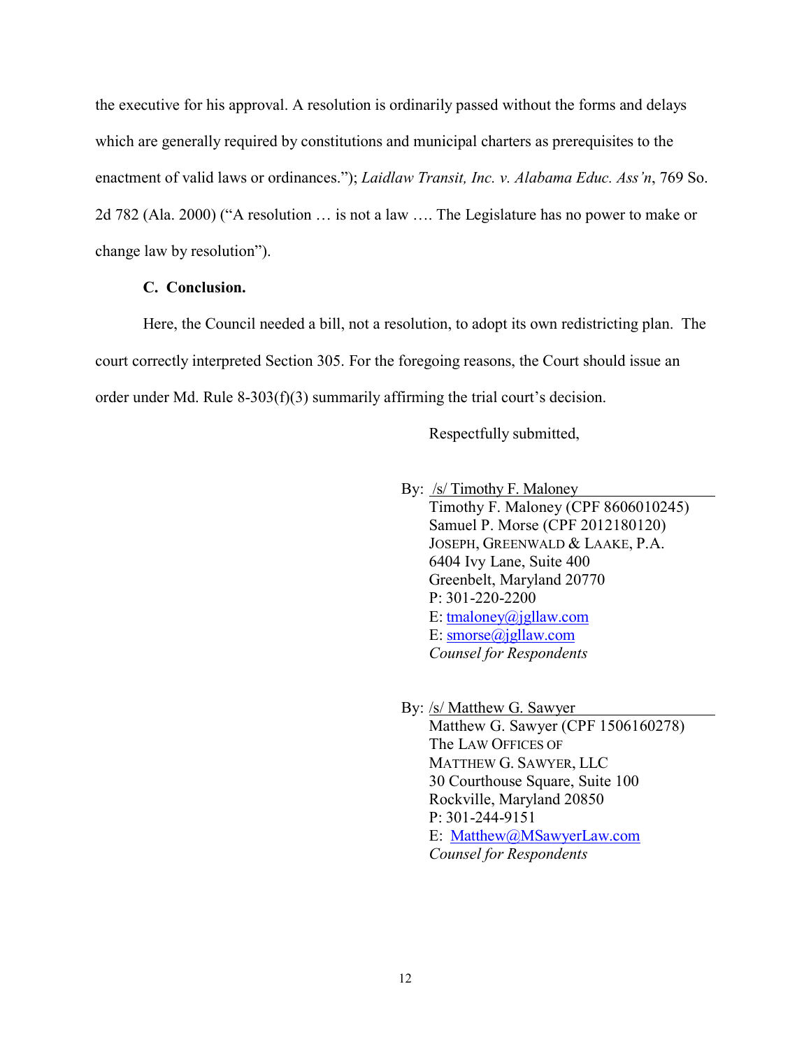the executive for his approval. A resolution is ordinarily passed without the forms and delays which are generally required by constitutions and municipal charters as prerequisites to the enactment of valid laws or ordinances."); *Laidlaw Transit, Inc. v. Alabama Educ. Ass'n*, 769 So. 2d 782 (Ala. 2000) ("A resolution … is not a law …. The Legislature has no power to make or change law by resolution").

### C. Conclusion.

Here, the Council needed a bill, not a resolution, to adopt its own redistricting plan. The court correctly interpreted Section 305. For the foregoing reasons, the Court should issue an order under Md. Rule 8-303(f)(3) summarily affirming the trial court's decision.

Respectfully submitted,

By: /s/ Timothy F. Maloney
Timothy F. Maloney (CPF 8606010245)
Samuel P. Morse (CPF 2012180120)
JOSEPH, GREENWALD & LAAKE, P.A.
6404 Ivy Lane, Suite 400
Greenbelt, Maryland 20770
P: 301-220-2200
E: tmaloney@jgllaw.com
E: smorse@jgllaw.com
*Counsel for Respondents*

By: /s/ Matthew G. Sawyer
Matthew G. Sawyer (CPF 1506160278)
The LAW OFFICES OF
MATTHEW G. SAWYER, LLC
30 Courthouse Square, Suite 100
Rockville, Maryland 20850
P: 301-244-9151
E: Matthew@MSawyerLaw.com
*Counsel for Respondents*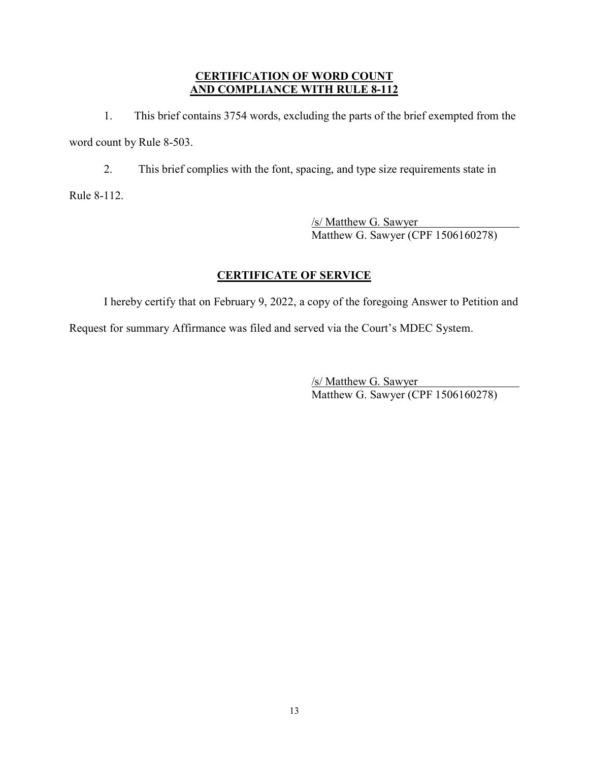## CERTIFICATION OF WORD COUNT AND COMPLIANCE WITH RULE 8-112

1. This brief contains 3754 words, excluding the parts of the brief exempted from the word count by Rule 8-503.

2. This brief complies with the font, spacing, and type size requirements state in Rule 8-112.

/s/ Matthew G. Sawyer
Matthew G. Sawyer (CPF 1506160278)

## CERTIFICATE OF SERVICE

I hereby certify that on February 9, 2022, a copy of the foregoing Answer to Petition and Request for summary Affirmance was filed and served via the Court's MDEC System.

/s/ Matthew G. Sawyer
Matthew G. Sawyer (CPF 1506160278)